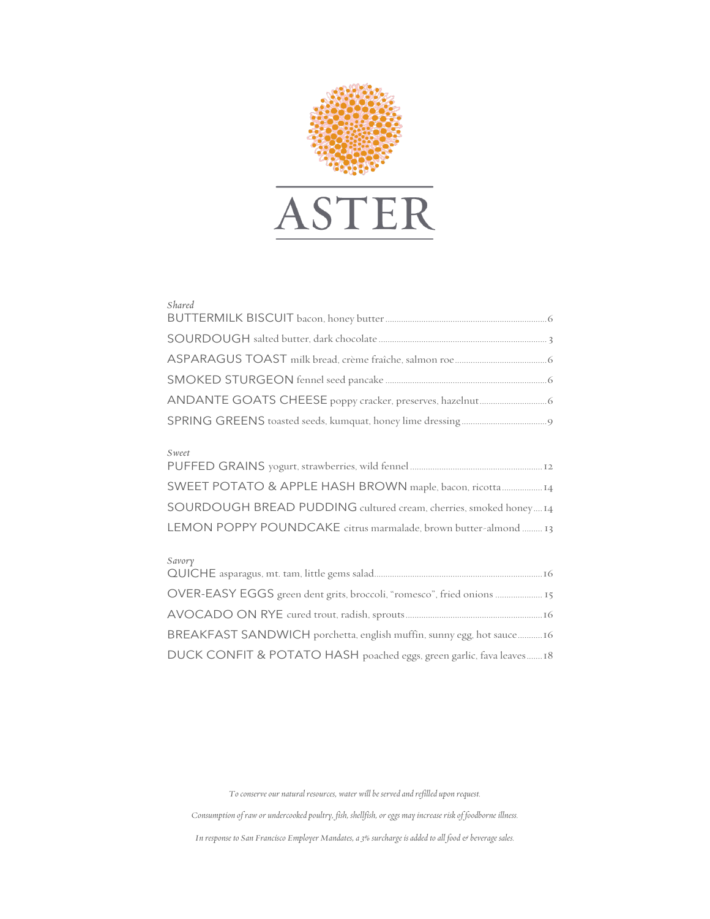# ASTER

*Shared*

BUTTERMILK BISCUIT bacon, honey butter ........ 6

SOURDOUGH salted butter, dark chocolate ........ 3

ASPARAGUS TOAST milk bread, crème fraîche, salmon roe ........ 6

SMOKED STURGEON fennel seed pancake ........ 6

ANDANTE GOATS CHEESE poppy cracker, preserves, hazelnut ........ 6

SPRING GREENS toasted seeds, kumquat, honey lime dressing ........ 9

*Sweet*

PUFFED GRAINS yogurt, strawberries, wild fennel ........ 12

SWEET POTATO & APPLE HASH BROWN maple, bacon, ricotta ........ 14

SOURDOUGH BREAD PUDDING cultured cream, cherries, smoked honey ........ 14

LEMON POPPY POUNDCAKE citrus marmalade, brown butter-almond ........ 13

*Savory*

QUICHE asparagus, mt. tam, little gems salad ........ 16

OVER-EASY EGGS green dent grits, broccoli, "romesco", fried onions ........ 15

AVOCADO ON RYE cured trout, radish, sprouts ........ 16

BREAKFAST SANDWICH porchetta, english muffin, sunny egg, hot sauce ........ 16

DUCK CONFIT & POTATO HASH poached eggs, green garlic, fava leaves ........ 18

*To conserve our natural resources, water will be served and refilled upon request.*

*Consumption of raw or undercooked poultry, fish, shellfish, or eggs may increase risk of foodborne illness.*

*In response to San Francisco Employer Mandates, a 3% surcharge is added to all food & beverage sales.*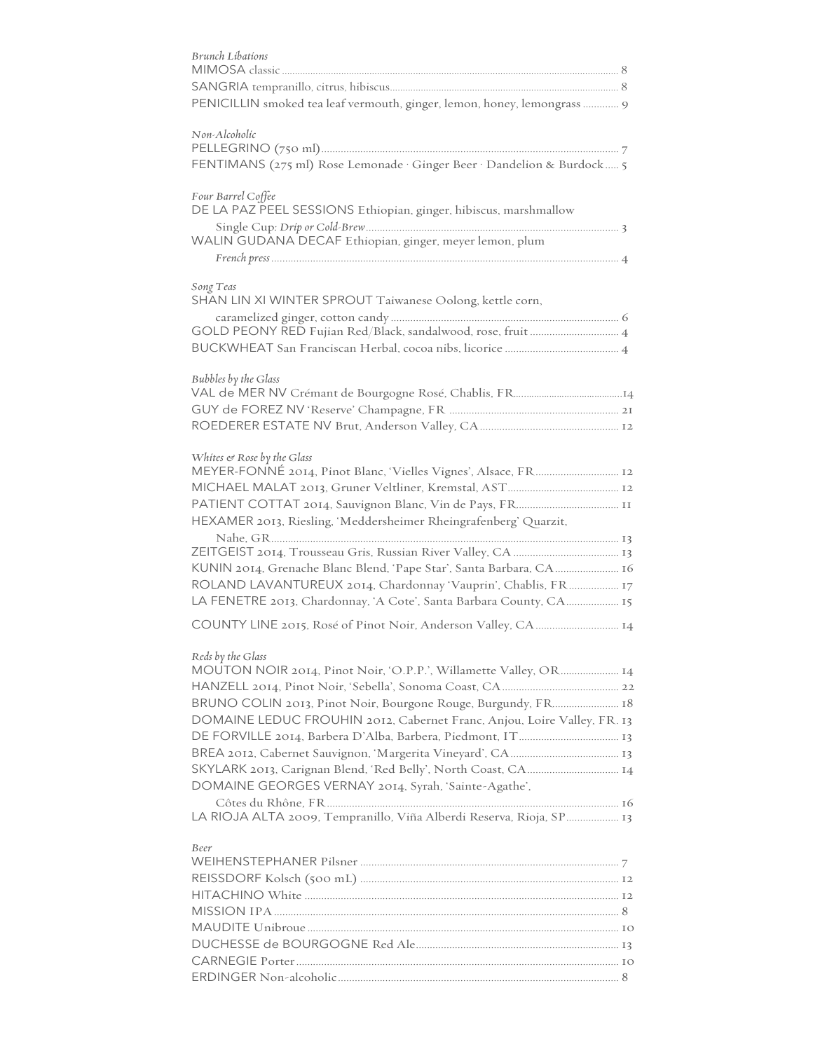*Brunch Libations*

MIMOSA classic ........ 8
SANGRIA tempranillo, citrus, hibiscus ........ 8
PENICILLIN smoked tea leaf vermouth, ginger, lemon, honey, lemongrass ........ 9

*Non-Alcoholic*

PELLEGRINO (750 ml) ........ 7
FENTIMANS (275 ml) Rose Lemonade · Ginger Beer · Dandelion & Burdock ........ 5

*Four Barrel Coffee*

DE LA PAZ PEEL SESSIONS Ethiopian, ginger, hibiscus, marshmallow
Single Cup: *Drip or Cold-Brew* ........ 3
WALIN GUDANA DECAF Ethiopian, ginger, meyer lemon, plum
*French press* ........ 4

*Song Teas*

SHAN LIN XI WINTER SPROUT Taiwanese Oolong, kettle corn, caramelized ginger, cotton candy ........ 6
GOLD PEONY RED Fujian Red/Black, sandalwood, rose, fruit ........ 4
BUCKWHEAT San Franciscan Herbal, cocoa nibs, licorice ........ 4

*Bubbles by the Glass*

VAL de MER NV Crémant de Bourgogne Rosé, Chablis, FR ........ 14
GUY de FOREZ NV 'Reserve' Champagne, FR ........ 21
ROEDERER ESTATE NV Brut, Anderson Valley, CA ........ 12

*Whites & Rose by the Glass*

MEYER-FONNÉ 2014, Pinot Blanc, 'Vielles Vignes', Alsace, FR ........ 12
MICHAEL MALAT 2013, Gruner Veltliner, Kremstal, AST ........ 12
PATIENT COTTAT 2014, Sauvignon Blanc, Vin de Pays, FR ........ 11
HEXAMER 2013, Riesling, 'Meddersheimer Rheingrafenberg' Quarzit, Nahe, GR ........ 13
ZEITGEIST 2014, Trousseau Gris, Russian River Valley, CA ........ 13
KUNIN 2014, Grenache Blanc Blend, 'Pape Star', Santa Barbara, CA ........ 16
ROLAND LAVANTUREUX 2014, Chardonnay 'Vauprin', Chablis, FR ........ 17
LA FENETRE 2013, Chardonnay, 'A Cote', Santa Barbara County, CA ........ 15
COUNTY LINE 2015, Rosé of Pinot Noir, Anderson Valley, CA ........ 14

*Reds by the Glass*

MOUTON NOIR 2014, Pinot Noir, 'O.P.P.', Willamette Valley, OR ........ 14
HANZELL 2014, Pinot Noir, 'Sebella', Sonoma Coast, CA ........ 22
BRUNO COLIN 2013, Pinot Noir, Bourgone Rouge, Burgundy, FR ........ 18
DOMAINE LEDUC FROUHIN 2012, Cabernet Franc, Anjou, Loire Valley, FR ........ 13
DE FORVILLE 2014, Barbera D'Alba, Barbera, Piedmont, IT ........ 13
BREA 2012, Cabernet Sauvignon, 'Margerita Vineyard', CA ........ 13
SKYLARK 2013, Carignan Blend, 'Red Belly', North Coast, CA ........ 14
DOMAINE GEORGES VERNAY 2014, Syrah, 'Sainte-Agathe', Côtes du Rhône, FR ........ 16
LA RIOJA ALTA 2009, Tempranillo, Viña Alberdi Reserva, Rioja, SP ........ 13

*Beer*

WEIHENSTEPHANER Pilsner ........ 7
REISSDORF Kolsch (500 mL) ........ 12
HITACHINO White ........ 12
MISSION IPA ........ 8
MAUDITE Unibroue ........ 10
DUCHESSE de BOURGOGNE Red Ale ........ 13
CARNEGIE Porter ........ 10
ERDINGER Non-alcoholic ........ 8